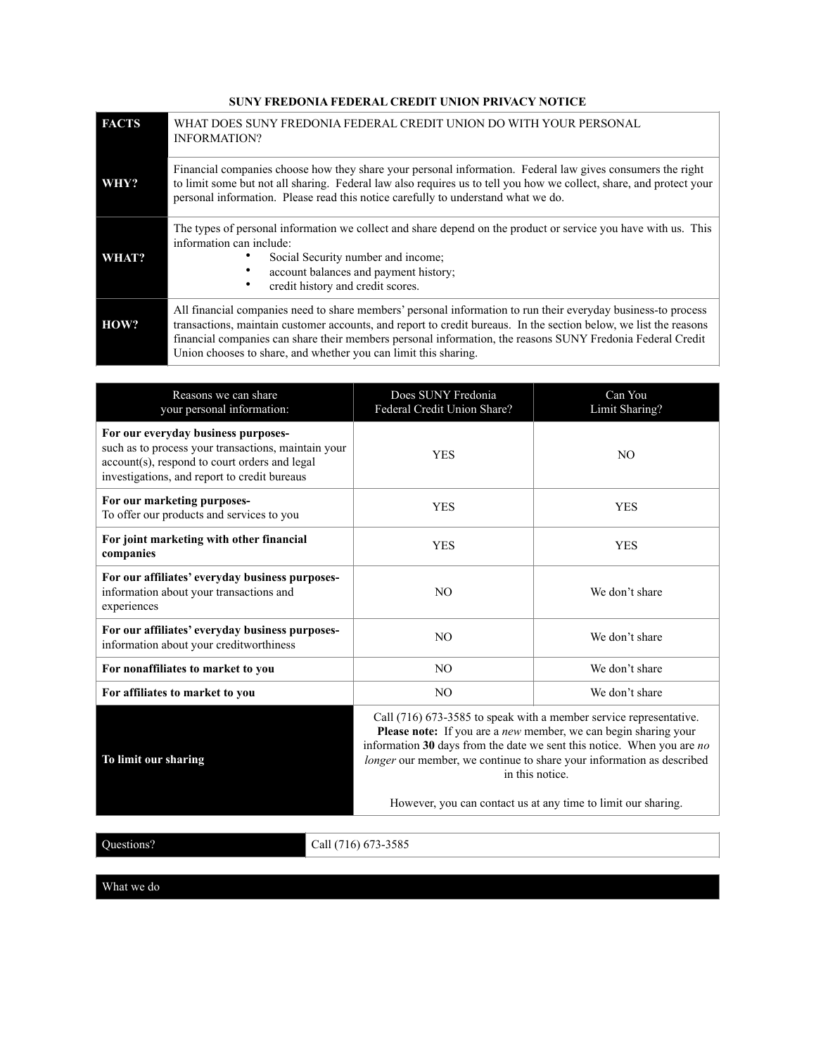# SUNY FREDONIA FEDERAL CREDIT UNION PRIVACY NOTICE

| FACTS | WHAT DOES SUNY FREDONIA FEDERAL CREDIT UNION DO WITH YOUR PERSONAL INFORMATION? |
|---|---|
| **WHY?** | Financial companies choose how they share your personal information. Federal law gives consumers the right to limit some but not all sharing. Federal law also requires us to tell you how we collect, share, and protect your personal information. Please read this notice carefully to understand what we do. |
| **WHAT?** | The types of personal information we collect and share depend on the product or service you have with us. This information can include:<br>• Social Security number and income;<br>• account balances and payment history;<br>• credit history and credit scores. |
| **HOW?** | All financial companies need to share members' personal information to run their everyday business-to process transactions, maintain customer accounts, and report to credit bureaus. In the section below, we list the reasons financial companies can share their members personal information, the reasons SUNY Fredonia Federal Credit Union chooses to share, and whether you can limit this sharing. |

| Reasons we can share your personal information: | Does SUNY Fredonia Federal Credit Union Share? | Can You Limit Sharing? |
|---|---|---|
| **For our everyday business purposes-** such as to process your transactions, maintain your account(s), respond to court orders and legal investigations, and report to credit bureaus | YES | NO |
| **For our marketing purposes-** To offer our products and services to you | YES | YES |
| **For joint marketing with other financial companies** | YES | YES |
| **For our affiliates' everyday business purposes-** information about your transactions and experiences | NO | We don't share |
| **For our affiliates' everyday business purposes-** information about your creditworthiness | NO | We don't share |
| **For nonaffiliates to market to you** | NO | We don't share |
| **For affiliates to market to you** | NO | We don't share |
| **To limit our sharing** | Call (716) 673-3585 to speak with a member service representative. **Please note:** If you are a *new* member, we can begin sharing your information **30** days from the date we sent this notice. When you are *no longer* our member, we continue to share your information as described in this notice.<br><br>However, you can contact us at any time to limit our sharing. | |

| Questions? | Call (716) 673-3585 |
|---|---|

## What we do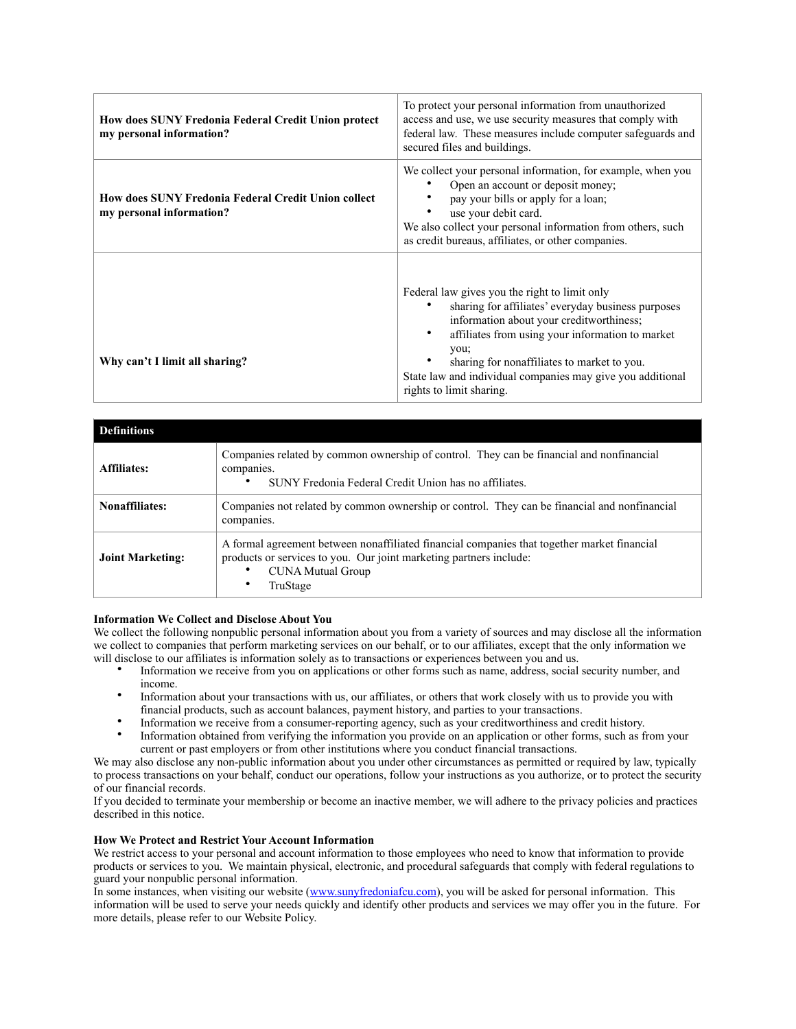| | |
|---|---|
| **How does SUNY Fredonia Federal Credit Union protect my personal information?** | To protect your personal information from unauthorized access and use, we use security measures that comply with federal law. These measures include computer safeguards and secured files and buildings. |
| **How does SUNY Fredonia Federal Credit Union collect my personal information?** | We collect your personal information, for example, when you<br>• Open an account or deposit money;<br>• pay your bills or apply for a loan;<br>• use your debit card.<br>We also collect your personal information from others, such as credit bureaus, affiliates, or other companies. |
| **Why can't I limit all sharing?** | Federal law gives you the right to limit only<br>• sharing for affiliates' everyday business purposes information about your creditworthiness;<br>• affiliates from using your information to market you;<br>• sharing for nonaffiliates to market to you.<br>State law and individual companies may give you additional rights to limit sharing. |

| **Definitions** | |
|---|---|
| **Affiliates:** | Companies related by common ownership of control. They can be financial and nonfinancial companies.<br>• SUNY Fredonia Federal Credit Union has no affiliates. |
| **Nonaffiliates:** | Companies not related by common ownership or control. They can be financial and nonfinancial companies. |
| **Joint Marketing:** | A formal agreement between nonaffiliated financial companies that together market financial products or services to you. Our joint marketing partners include:<br>• CUNA Mutual Group<br>• TruStage |

**Information We Collect and Disclose About You**

We collect the following nonpublic personal information about you from a variety of sources and may disclose all the information we collect to companies that perform marketing services on our behalf, or to our affiliates, except that the only information we will disclose to our affiliates is information solely as to transactions or experiences between you and us.

- Information we receive from you on applications or other forms such as name, address, social security number, and income.
- Information about your transactions with us, our affiliates, or others that work closely with us to provide you with financial products, such as account balances, payment history, and parties to your transactions.
- Information we receive from a consumer-reporting agency, such as your creditworthiness and credit history.
- Information obtained from verifying the information you provide on an application or other forms, such as from your current or past employers or from other institutions where you conduct financial transactions.

We may also disclose any non-public information about you under other circumstances as permitted or required by law, typically to process transactions on your behalf, conduct our operations, follow your instructions as you authorize, or to protect the security of our financial records.

If you decided to terminate your membership or become an inactive member, we will adhere to the privacy policies and practices described in this notice.

**How We Protect and Restrict Your Account Information**

We restrict access to your personal and account information to those employees who need to know that information to provide products or services to you. We maintain physical, electronic, and procedural safeguards that comply with federal regulations to guard your nonpublic personal information.

In some instances, when visiting our website ([www.sunyfredoniafcu.com](http://www.sunyfredoniafcu.com)), you will be asked for personal information. This information will be used to serve your needs quickly and identify other products and services we may offer you in the future. For more details, please refer to our Website Policy.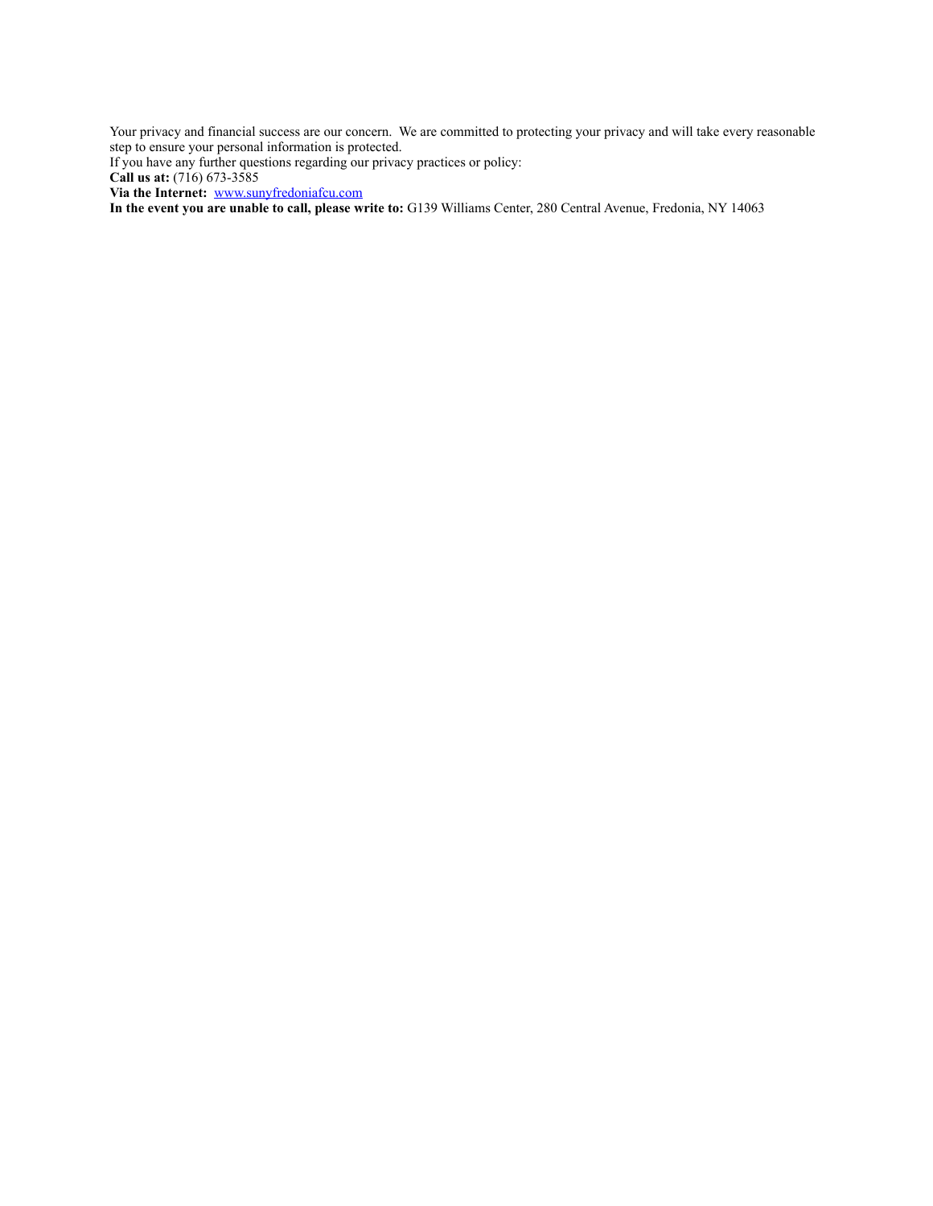Your privacy and financial success are our concern. We are committed to protecting your privacy and will take every reasonable step to ensure your personal information is protected.

If you have any further questions regarding our privacy practices or policy:

**Call us at:** (716) 673-3585

**Via the Internet:** [www.sunyfredoniafcu.com](http://www.sunyfredoniafcu.com)

**In the event you are unable to call, please write to:** G139 Williams Center, 280 Central Avenue, Fredonia, NY 14063